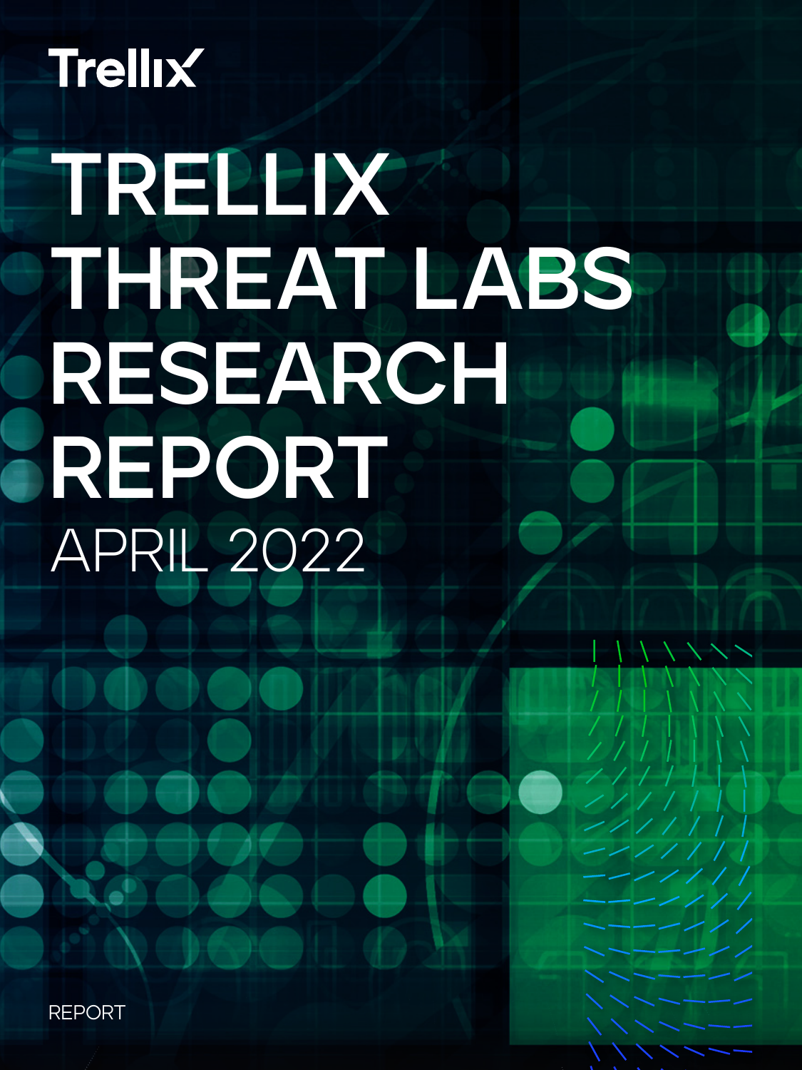Trellix

# TRELLIX THREAT LABS RESEARCH REPORT

APRIL 2022

REPORT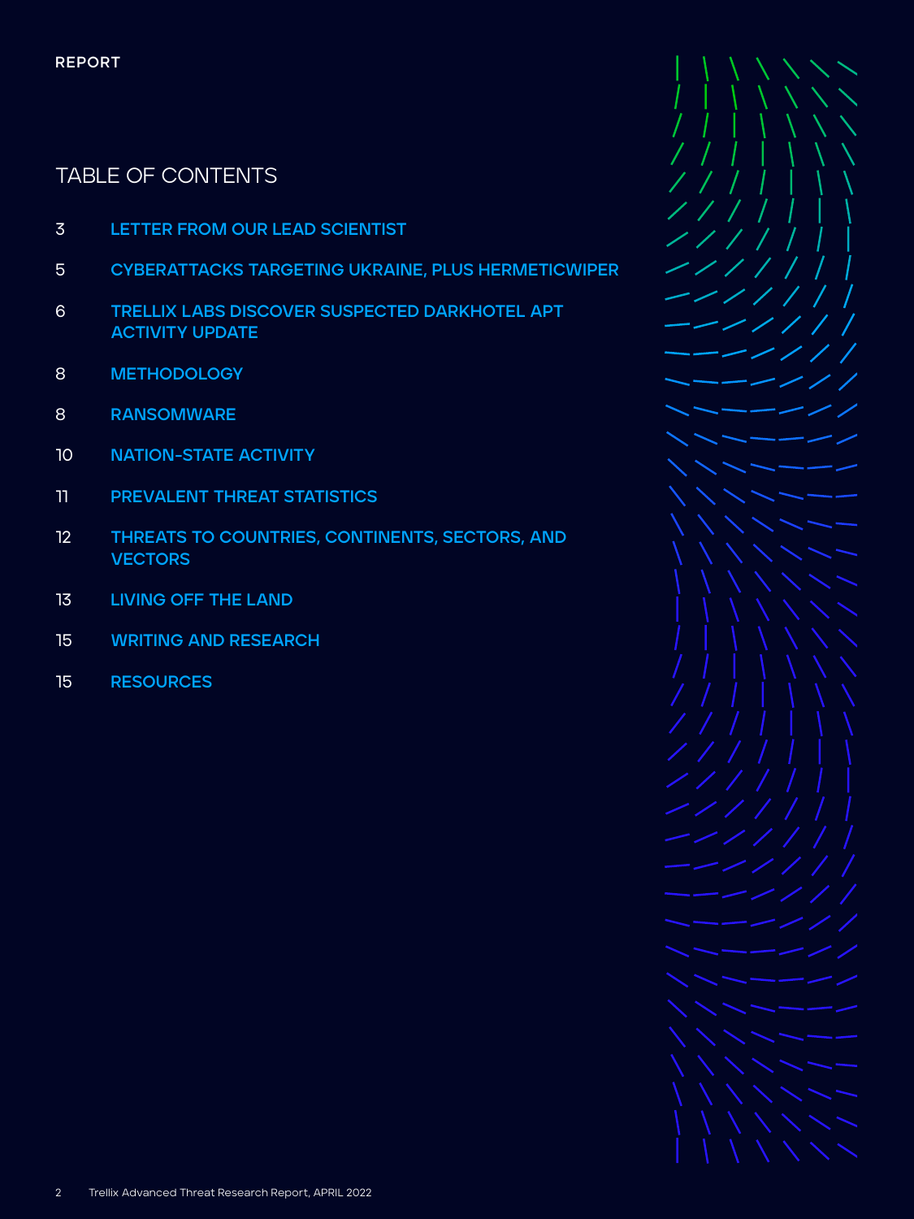REPORT

# TABLE OF CONTENTS

| | |
|---|---|
| 3 | LETTER FROM OUR LEAD SCIENTIST |
| 5 | CYBERATTACKS TARGETING UKRAINE, PLUS HERMETICWIPER |
| 6 | TRELLIX LABS DISCOVER SUSPECTED DARKHOTEL APT ACTIVITY UPDATE |
| 8 | METHODOLOGY |
| 8 | RANSOMWARE |
| 10 | NATION-STATE ACTIVITY |
| 11 | PREVALENT THREAT STATISTICS |
| 12 | THREATS TO COUNTRIES, CONTINENTS, SECTORS, AND VECTORS |
| 13 | LIVING OFF THE LAND |
| 15 | WRITING AND RESEARCH |
| 15 | RESOURCES |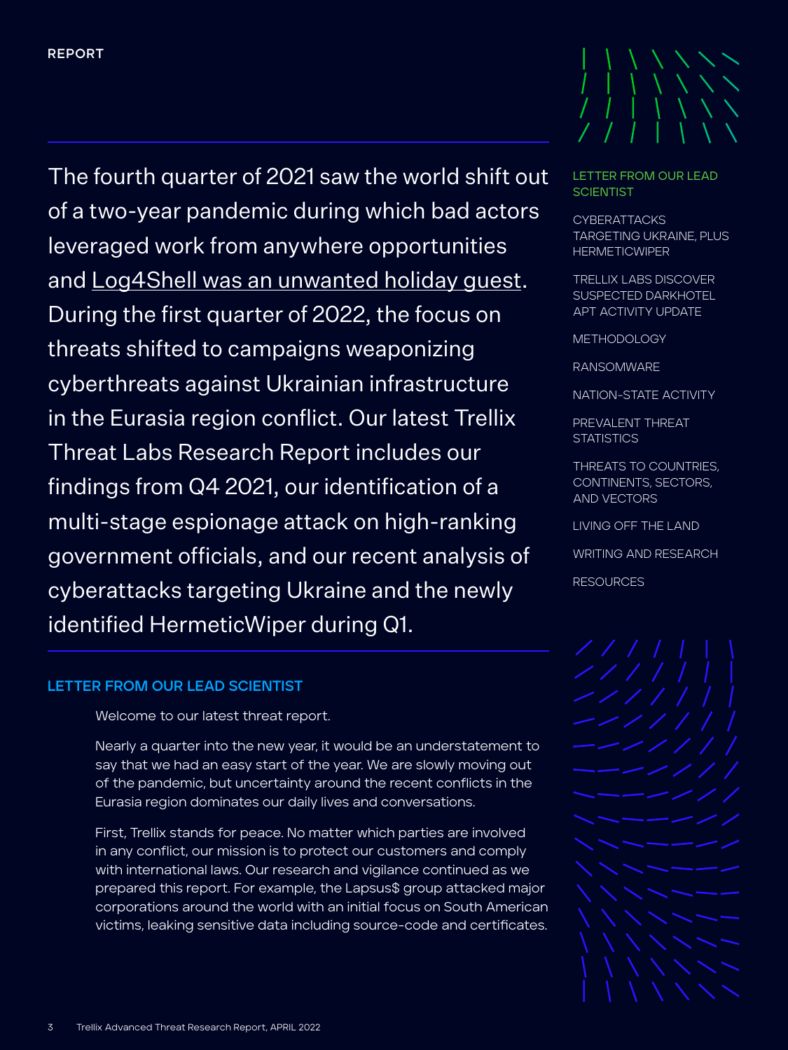REPORT

The fourth quarter of 2021 saw the world shift out of a two-year pandemic during which bad actors leveraged work from anywhere opportunities and Log4Shell was an unwanted holiday guest. During the first quarter of 2022, the focus on threats shifted to campaigns weaponizing cyberthreats against Ukrainian infrastructure in the Eurasia region conflict. Our latest Trellix Threat Labs Research Report includes our findings from Q4 2021, our identification of a multi-stage espionage attack on high-ranking government officials, and our recent analysis of cyberattacks targeting Ukraine and the newly identified HermeticWiper during Q1.

- LETTER FROM OUR LEAD SCIENTIST
- CYBERATTACKS TARGETING UKRAINE, PLUS HERMETICWIPER
- TRELLIX LABS DISCOVER SUSPECTED DARKHOTEL APT ACTIVITY UPDATE
- METHODOLOGY
- RANSOMWARE
- NATION-STATE ACTIVITY
- PREVALENT THREAT STATISTICS
- THREATS TO COUNTRIES, CONTINENTS, SECTORS, AND VECTORS
- LIVING OFF THE LAND
- WRITING AND RESEARCH
- RESOURCES

## LETTER FROM OUR LEAD SCIENTIST

Welcome to our latest threat report.

Nearly a quarter into the new year, it would be an understatement to say that we had an easy start of the year. We are slowly moving out of the pandemic, but uncertainty around the recent conflicts in the Eurasia region dominates our daily lives and conversations.

First, Trellix stands for peace. No matter which parties are involved in any conflict, our mission is to protect our customers and comply with international laws. Our research and vigilance continued as we prepared this report. For example, the Lapsus$ group attacked major corporations around the world with an initial focus on South American victims, leaking sensitive data including source-code and certificates.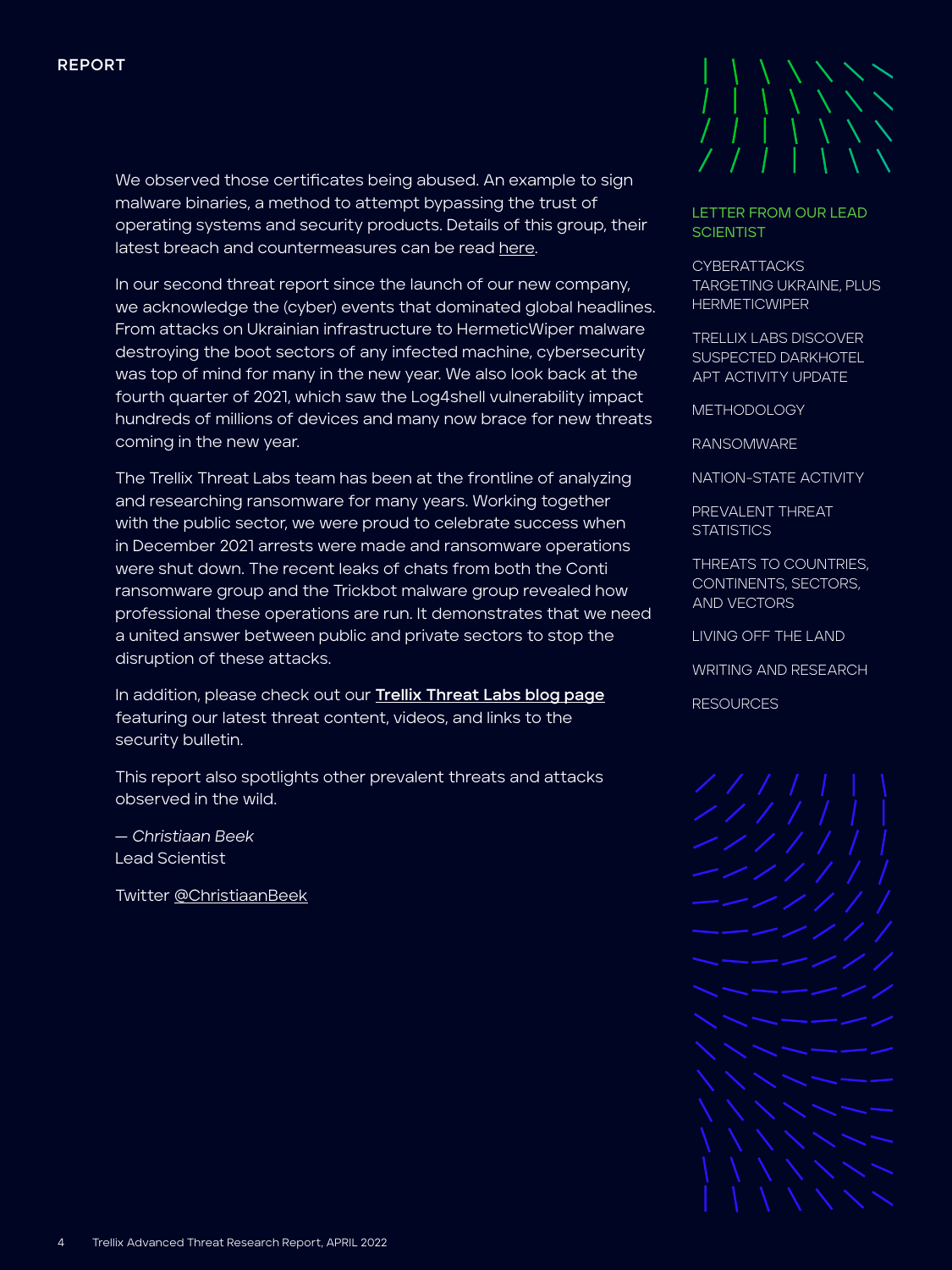We observed those certificates being abused. An example to sign malware binaries, a method to attempt bypassing the trust of operating systems and security products. Details of this group, their latest breach and countermeasures can be read here.

In our second threat report since the launch of our new company, we acknowledge the (cyber) events that dominated global headlines. From attacks on Ukrainian infrastructure to HermeticWiper malware destroying the boot sectors of any infected machine, cybersecurity was top of mind for many in the new year. We also look back at the fourth quarter of 2021, which saw the Log4shell vulnerability impact hundreds of millions of devices and many now brace for new threats coming in the new year.

The Trellix Threat Labs team has been at the frontline of analyzing and researching ransomware for many years. Working together with the public sector, we were proud to celebrate success when in December 2021 arrests were made and ransomware operations were shut down. The recent leaks of chats from both the Conti ransomware group and the Trickbot malware group revealed how professional these operations are run. It demonstrates that we need a united answer between public and private sectors to stop the disruption of these attacks.

In addition, please check out our **Trellix Threat Labs blog page** featuring our latest threat content, videos, and links to the security bulletin.

This report also spotlights other prevalent threats and attacks observed in the wild.

— *Christiaan Beek*
Lead Scientist

Twitter @ChristiaanBeek

LETTER FROM OUR LEAD SCIENTIST

CYBERATTACKS TARGETING UKRAINE, PLUS HERMETICWIPER

TRELLIX LABS DISCOVER SUSPECTED DARKHOTEL APT ACTIVITY UPDATE

METHODOLOGY

RANSOMWARE

NATION-STATE ACTIVITY

PREVALENT THREAT STATISTICS

THREATS TO COUNTRIES, CONTINENTS, SECTORS, AND VECTORS

LIVING OFF THE LAND

WRITING AND RESEARCH

RESOURCES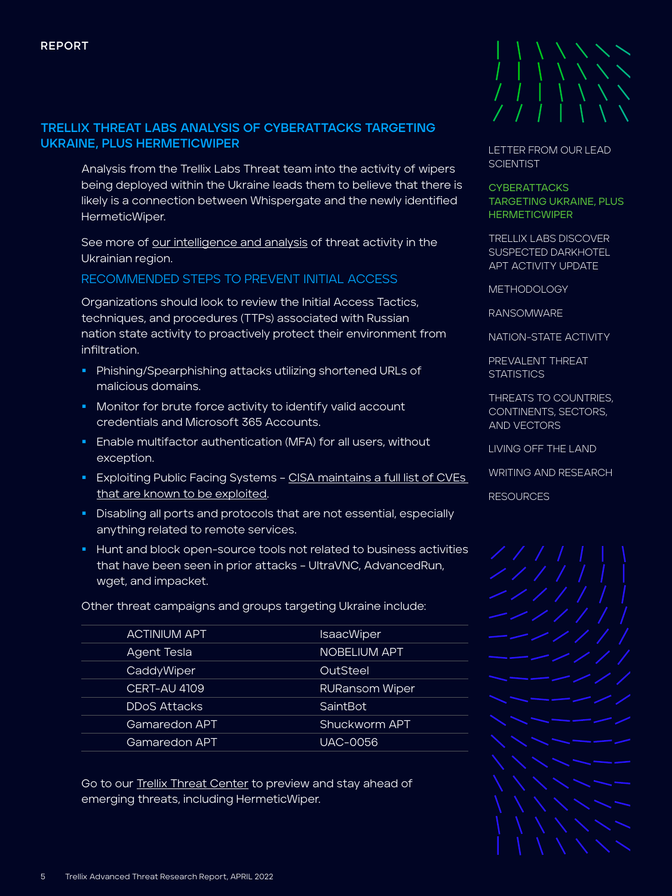REPORT

## TRELLIX THREAT LABS ANALYSIS OF CYBERATTACKS TARGETING UKRAINE, PLUS HERMETICWIPER

Analysis from the Trellix Labs Threat team into the activity of wipers being deployed within the Ukraine leads them to believe that there is likely is a connection between Whispergate and the newly identified HermeticWiper.

See more of our intelligence and analysis of threat activity in the Ukrainian region.

### RECOMMENDED STEPS TO PREVENT INITIAL ACCESS

Organizations should look to review the Initial Access Tactics, techniques, and procedures (TTPs) associated with Russian nation state activity to proactively protect their environment from infiltration.

- Phishing/Spearphishing attacks utilizing shortened URLs of malicious domains.
- Monitor for brute force activity to identify valid account credentials and Microsoft 365 Accounts.
- Enable multifactor authentication (MFA) for all users, without exception.
- Exploiting Public Facing Systems – CISA maintains a full list of CVEs that are known to be exploited.
- Disabling all ports and protocols that are not essential, especially anything related to remote services.
- Hunt and block open-source tools not related to business activities that have been seen in prior attacks – UltraVNC, AdvancedRun, wget, and impacket.

Other threat campaigns and groups targeting Ukraine include:

| | |
|---|---|
| ACTINIUM APT | IsaacWiper |
| Agent Tesla | NOBELIUM APT |
| CaddyWiper | OutSteel |
| CERT-AU 4109 | RURansom Wiper |
| DDoS Attacks | SaintBot |
| Gamaredon APT | Shuckworm APT |
| Gamaredon APT | UAC-0056 |

Go to our Trellix Threat Center to preview and stay ahead of emerging threats, including HermeticWiper.

LETTER FROM OUR LEAD SCIENTIST

CYBERATTACKS TARGETING UKRAINE, PLUS HERMETICWIPER

TRELLIX LABS DISCOVER SUSPECTED DARKHOTEL APT ACTIVITY UPDATE

METHODOLOGY

RANSOMWARE

NATION-STATE ACTIVITY

PREVALENT THREAT STATISTICS

THREATS TO COUNTRIES, CONTINENTS, SECTORS, AND VECTORS

LIVING OFF THE LAND

WRITING AND RESEARCH

RESOURCES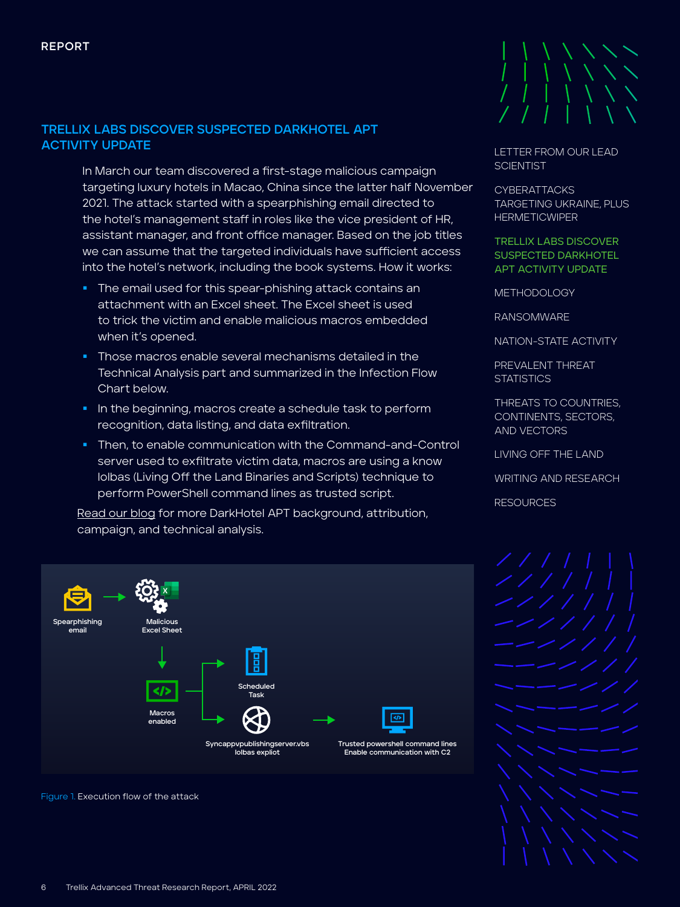REPORT

## TRELLIX LABS DISCOVER SUSPECTED DARKHOTEL APT ACTIVITY UPDATE

In March our team discovered a first-stage malicious campaign targeting luxury hotels in Macao, China since the latter half November 2021. The attack started with a spearphishing email directed to the hotel's management staff in roles like the vice president of HR, assistant manager, and front office manager. Based on the job titles we can assume that the targeted individuals have sufficient access into the hotel's network, including the book systems. How it works:

- The email used for this spear-phishing attack contains an attachment with an Excel sheet. The Excel sheet is used to trick the victim and enable malicious macros embedded when it's opened.
- Those macros enable several mechanisms detailed in the Technical Analysis part and summarized in the Infection Flow Chart below.
- In the beginning, macros create a schedule task to perform recognition, data listing, and data exfiltration.
- Then, to enable communication with the Command-and-Control server used to exfiltrate victim data, macros are using a know lolbas (Living Off the Land Binaries and Scripts) technique to perform PowerShell command lines as trusted script.

Read our blog for more DarkHotel APT background, attribution, campaign, and technical analysis.

Spearphishing email → Malicious Excel Sheet → Macros enabled → Scheduled Task / Syncappvpublishingserver.vbs lolbas exploit → Trusted powershell command lines Enable communication with C2

Figure 1. Execution flow of the attack

LETTER FROM OUR LEAD SCIENTIST

CYBERATTACKS TARGETING UKRAINE, PLUS HERMETICWIPER

TRELLIX LABS DISCOVER SUSPECTED DARKHOTEL APT ACTIVITY UPDATE

METHODOLOGY

RANSOMWARE

NATION-STATE ACTIVITY

PREVALENT THREAT STATISTICS

THREATS TO COUNTRIES, CONTINENTS, SECTORS, AND VECTORS

LIVING OFF THE LAND

WRITING AND RESEARCH

RESOURCES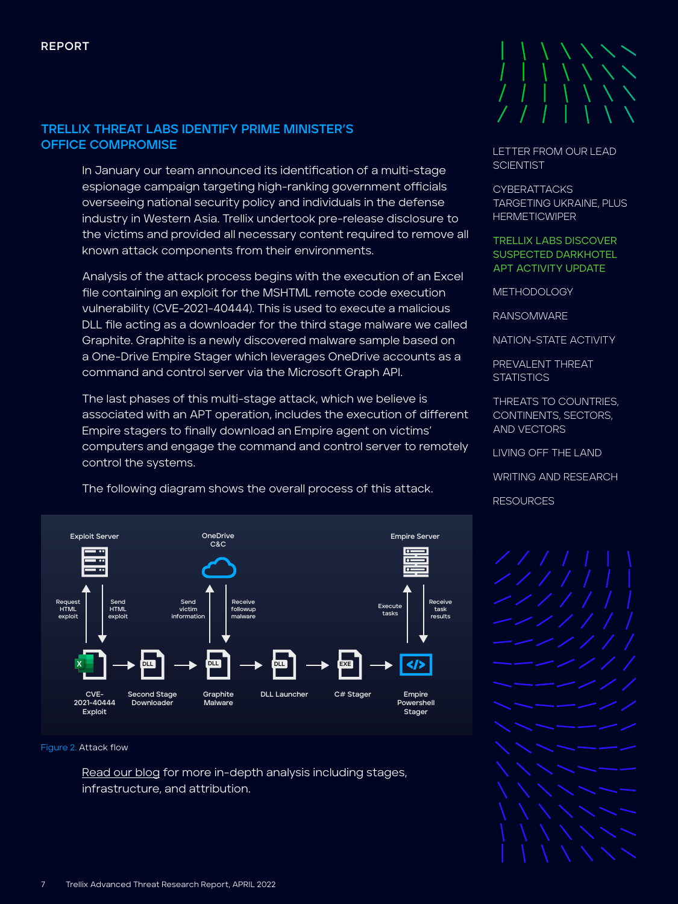## TRELLIX THREAT LABS IDENTIFY PRIME MINISTER'S OFFICE COMPROMISE

In January our team announced its identification of a multi-stage espionage campaign targeting high-ranking government officials overseeing national security policy and individuals in the defense industry in Western Asia. Trellix undertook pre-release disclosure to the victims and provided all necessary content required to remove all known attack components from their environments.

Analysis of the attack process begins with the execution of an Excel file containing an exploit for the MSHTML remote code execution vulnerability (CVE-2021-40444). This is used to execute a malicious DLL file acting as a downloader for the third stage malware we called Graphite. Graphite is a newly discovered malware sample based on a One-Drive Empire Stager which leverages OneDrive accounts as a command and control server via the Microsoft Graph API.

The last phases of this multi-stage attack, which we believe is associated with an APT operation, includes the execution of different Empire stagers to finally download an Empire agent on victims' computers and engage the command and control server to remotely control the systems.

The following diagram shows the overall process of this attack.

Exploit Server | OneDrive C&C | Empire Server

Request HTML exploit | Send HTML exploit | Send victim information | Receive followup malware | Execute tasks | Receive task results

CVE-2021-40444 Exploit → Second Stage Downloader → Graphite Malware → DLL Launcher → C# Stager → Empire Powershell Stager

Figure 2. Attack flow

Read our blog for more in-depth analysis including stages, infrastructure, and attribution.

LETTER FROM OUR LEAD SCIENTIST

CYBERATTACKS TARGETING UKRAINE, PLUS HERMETICWIPER

TRELLIX LABS DISCOVER SUSPECTED DARKHOTEL APT ACTIVITY UPDATE

METHODOLOGY

RANSOMWARE

NATION-STATE ACTIVITY

PREVALENT THREAT STATISTICS

THREATS TO COUNTRIES, CONTINENTS, SECTORS, AND VECTORS

LIVING OFF THE LAND

WRITING AND RESEARCH

RESOURCES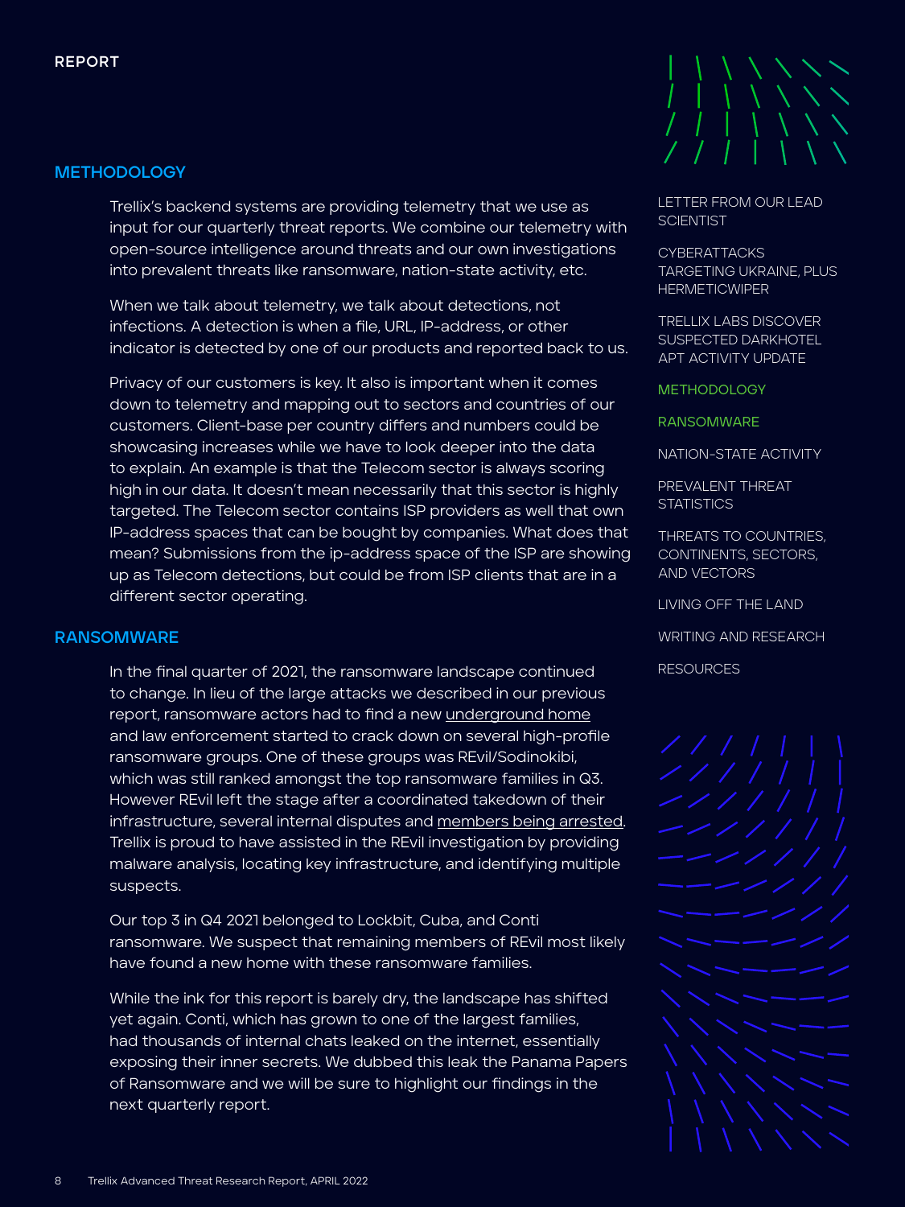## METHODOLOGY

Trellix's backend systems are providing telemetry that we use as input for our quarterly threat reports. We combine our telemetry with open-source intelligence around threats and our own investigations into prevalent threats like ransomware, nation-state activity, etc.

When we talk about telemetry, we talk about detections, not infections. A detection is when a file, URL, IP-address, or other indicator is detected by one of our products and reported back to us.

Privacy of our customers is key. It also is important when it comes down to telemetry and mapping out to sectors and countries of our customers. Client-base per country differs and numbers could be showcasing increases while we have to look deeper into the data to explain. An example is that the Telecom sector is always scoring high in our data. It doesn't mean necessarily that this sector is highly targeted. The Telecom sector contains ISP providers as well that own IP-address spaces that can be bought by companies. What does that mean? Submissions from the ip-address space of the ISP are showing up as Telecom detections, but could be from ISP clients that are in a different sector operating.

## RANSOMWARE

In the final quarter of 2021, the ransomware landscape continued to change. In lieu of the large attacks we described in our previous report, ransomware actors had to find a new underground home and law enforcement started to crack down on several high-profile ransomware groups. One of these groups was REvil/Sodinokibi, which was still ranked amongst the top ransomware families in Q3. However REvil left the stage after a coordinated takedown of their infrastructure, several internal disputes and members being arrested. Trellix is proud to have assisted in the REvil investigation by providing malware analysis, locating key infrastructure, and identifying multiple suspects.

Our top 3 in Q4 2021 belonged to Lockbit, Cuba, and Conti ransomware. We suspect that remaining members of REvil most likely have found a new home with these ransomware families.

While the ink for this report is barely dry, the landscape has shifted yet again. Conti, which has grown to one of the largest families, had thousands of internal chats leaked on the internet, essentially exposing their inner secrets. We dubbed this leak the Panama Papers of Ransomware and we will be sure to highlight our findings in the next quarterly report.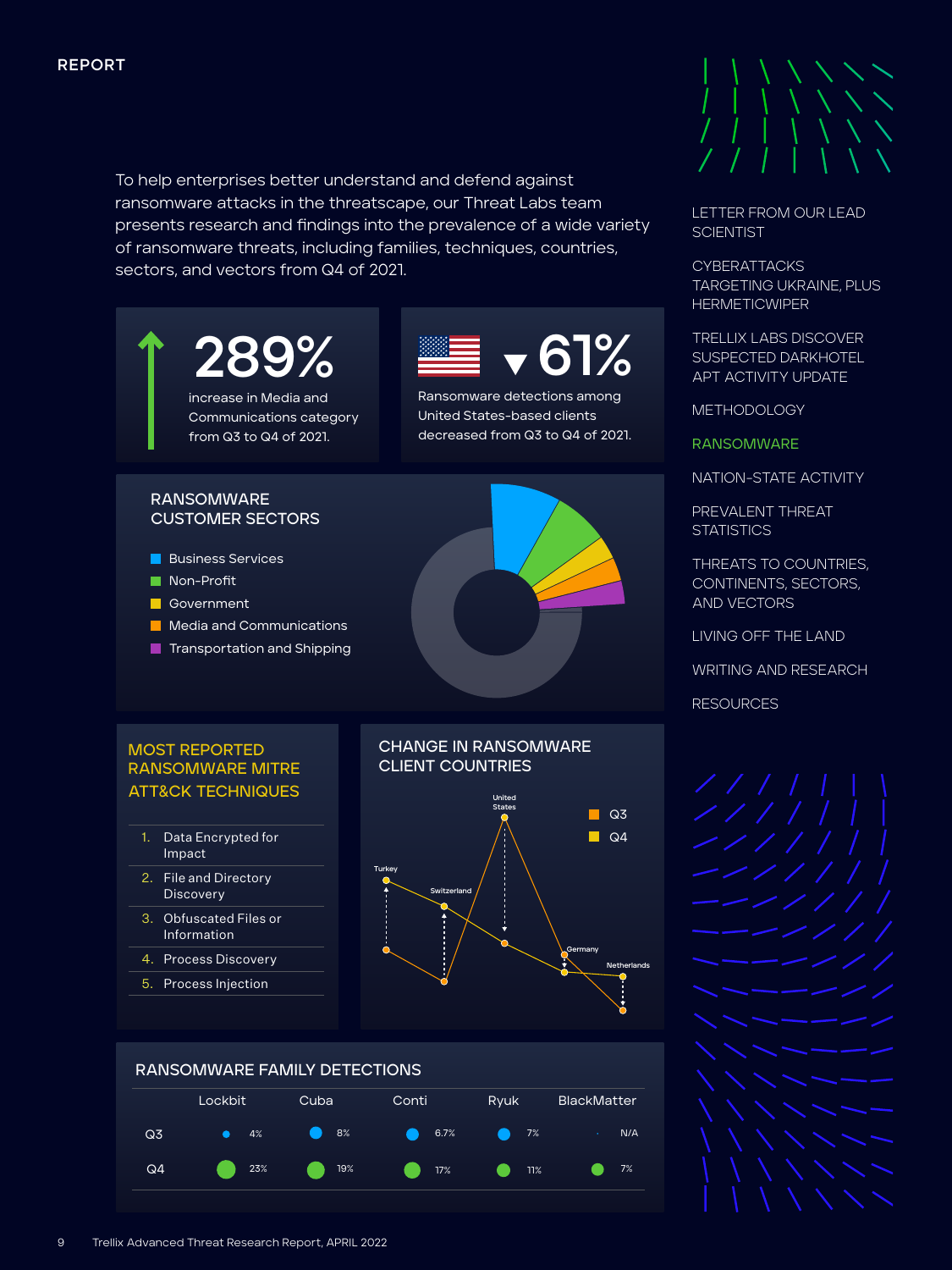To help enterprises better understand and defend against ransomware attacks in the threatscape, our Threat Labs team presents research and findings into the prevalence of a wide variety of ransomware threats, including families, techniques, countries, sectors, and vectors from Q4 of 2021.

**289%**
increase in Media and Communications category from Q3 to Q4 of 2021.

**▼61%**
Ransomware detections among United States-based clients decreased from Q3 to Q4 of 2021.

## RANSOMWARE CUSTOMER SECTORS

- Business Services
- Non-Profit
- Government
- Media and Communications
- Transportation and Shipping

## MOST REPORTED RANSOMWARE MITRE ATT&CK TECHNIQUES

1. Data Encrypted for Impact
2. File and Directory Discovery
3. Obfuscated Files or Information
4. Process Discovery
5. Process Injection

## CHANGE IN RANSOMWARE CLIENT COUNTRIES

Q3, Q4: Turkey, Switzerland, United States, Germany, Netherlands

## RANSOMWARE FAMILY DETECTIONS

| | Lockbit | Cuba | Conti | Ryuk | BlackMatter |
|---|---|---|---|---|---|
| Q3 | 4% | 8% | 6.7% | 7% | N/A |
| Q4 | 23% | 19% | 17% | 11% | 7% |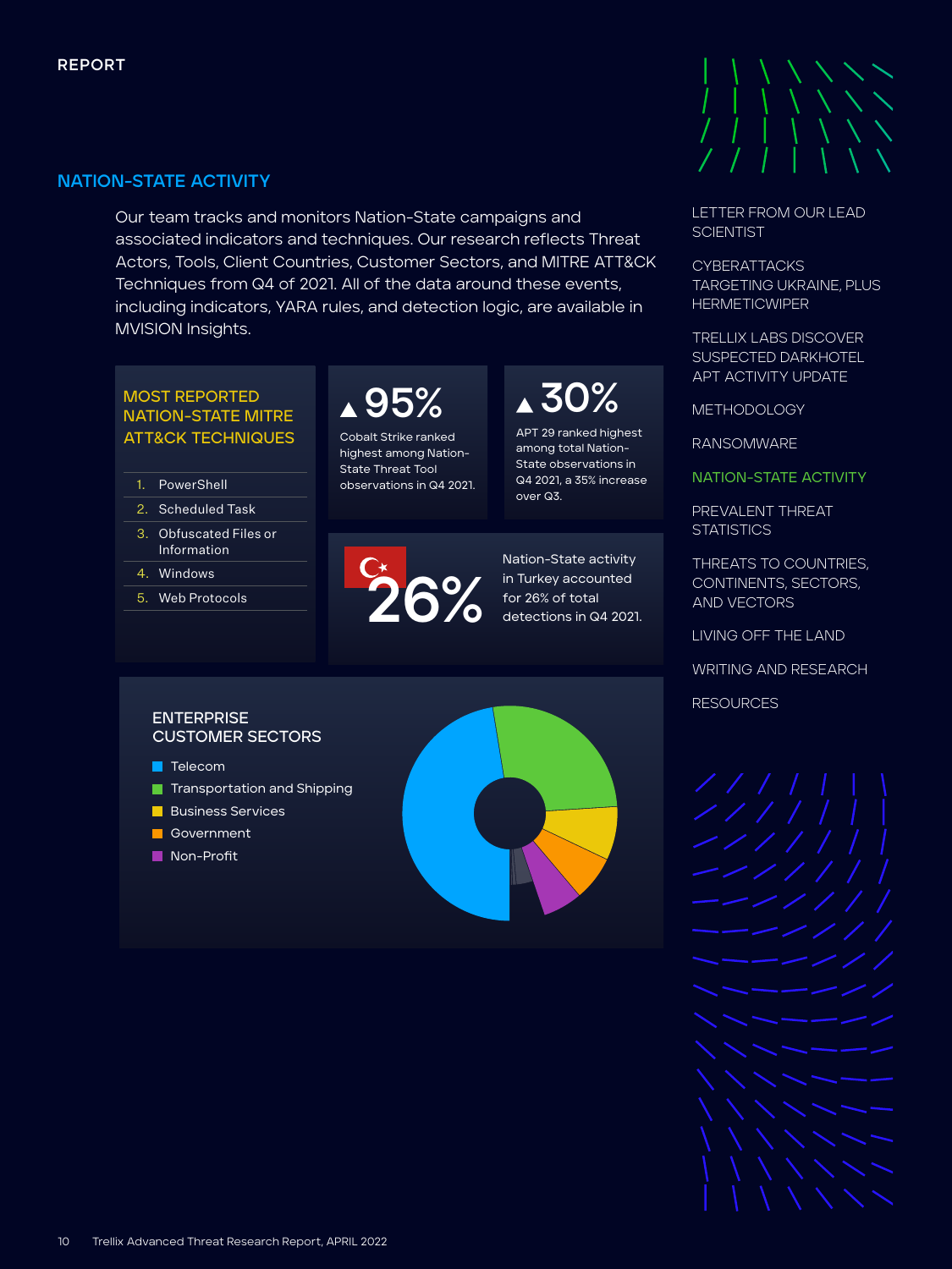## NATION-STATE ACTIVITY

Our team tracks and monitors Nation-State campaigns and associated indicators and techniques. Our research reflects Threat Actors, Tools, Client Countries, Customer Sectors, and MITRE ATT&CK Techniques from Q4 of 2021. All of the data around these events, including indicators, YARA rules, and detection logic, are available in MVISION Insights.

### MOST REPORTED NATION-STATE MITRE ATT&CK TECHNIQUES

1. PowerShell
2. Scheduled Task
3. Obfuscated Files or Information
4. Windows
5. Web Protocols

**▲95%**

Cobalt Strike ranked highest among Nation-State Threat Tool observations in Q4 2021.

**▲30%**

APT 29 ranked highest among total Nation-State observations in Q4 2021, a 35% increase over Q3.

**26%**

Nation-State activity in Turkey accounted for 26% of total detections in Q4 2021.

### ENTERPRISE CUSTOMER SECTORS

- Telecom
- Transportation and Shipping
- Business Services
- Government
- Non-Profit

LETTER FROM OUR LEAD SCIENTIST

CYBERATTACKS TARGETING UKRAINE, PLUS HERMETICWIPER

TRELLIX LABS DISCOVER SUSPECTED DARKHOTEL APT ACTIVITY UPDATE

METHODOLOGY

RANSOMWARE

NATION-STATE ACTIVITY

PREVALENT THREAT STATISTICS

THREATS TO COUNTRIES, CONTINENTS, SECTORS, AND VECTORS

LIVING OFF THE LAND

WRITING AND RESEARCH

RESOURCES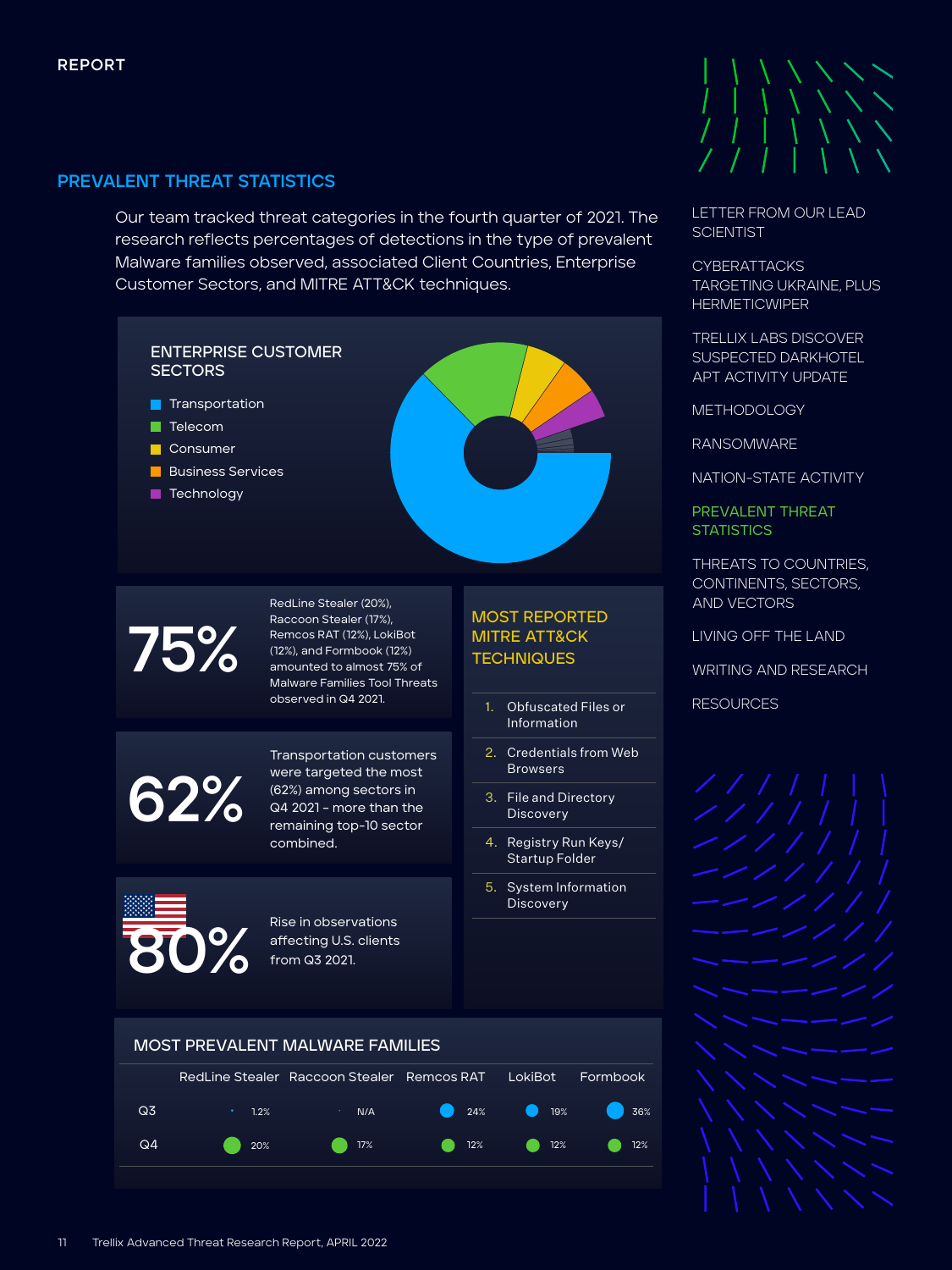## PREVALENT THREAT STATISTICS

Our team tracked threat categories in the fourth quarter of 2021. The research reflects percentages of detections in the type of prevalent Malware families observed, associated Client Countries, Enterprise Customer Sectors, and MITRE ATT&CK techniques.

### ENTERPRISE CUSTOMER SECTORS

- Transportation
- Telecom
- Consumer
- Business Services
- Technology

**75%**

RedLine Stealer (20%), Raccoon Stealer (17%), Remcos RAT (12%), LokiBot (12%), and Formbook (12%) amounted to almost 75% of Malware Families Tool Threats observed in Q4 2021.

**62%**

Transportation customers were targeted the most (62%) among sectors in Q4 2021 – more than the remaining top-10 sector combined.

**80%**

Rise in observations affecting U.S. clients from Q3 2021.

### MOST REPORTED MITRE ATT&CK TECHNIQUES

1. Obfuscated Files or Information
2. Credentials from Web Browsers
3. File and Directory Discovery
4. Registry Run Keys/ Startup Folder
5. System Information Discovery

### MOST PREVALENT MALWARE FAMILIES

| | RedLine Stealer | Raccoon Stealer | Remcos RAT | LokiBot | Formbook |
|---|---|---|---|---|---|
| Q3 | 1.2% | N/A | 24% | 19% | 36% |
| Q4 | 20% | 17% | 12% | 12% | 12% |

LETTER FROM OUR LEAD SCIENTIST

CYBERATTACKS TARGETING UKRAINE, PLUS HERMETICWIPER

TRELLIX LABS DISCOVER SUSPECTED DARKHOTEL APT ACTIVITY UPDATE

METHODOLOGY

RANSOMWARE

NATION-STATE ACTIVITY

PREVALENT THREAT STATISTICS

THREATS TO COUNTRIES, CONTINENTS, SECTORS, AND VECTORS

LIVING OFF THE LAND

WRITING AND RESEARCH

RESOURCES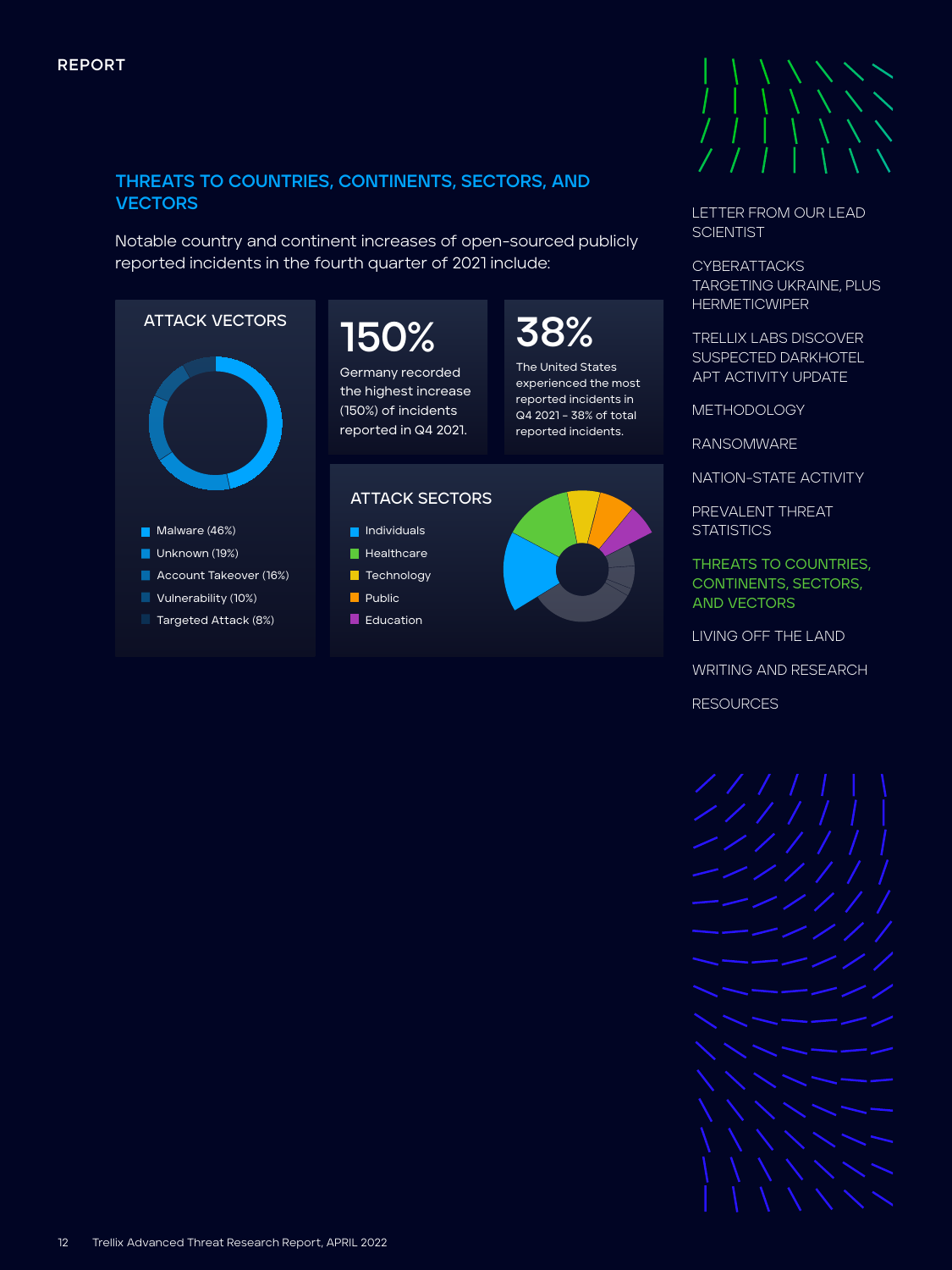## THREATS TO COUNTRIES, CONTINENTS, SECTORS, AND VECTORS

Notable country and continent increases of open-sourced publicly reported incidents in the fourth quarter of 2021 include:

### ATTACK VECTORS

- Malware (46%)
- Unknown (19%)
- Account Takeover (16%)
- Vulnerability (10%)
- Targeted Attack (8%)

**150%**

Germany recorded the highest increase (150%) of incidents reported in Q4 2021.

**38%**

The United States experienced the most reported incidents in Q4 2021 – 38% of total reported incidents.

### ATTACK SECTORS

- Individuals
- Healthcare
- Technology
- Public
- Education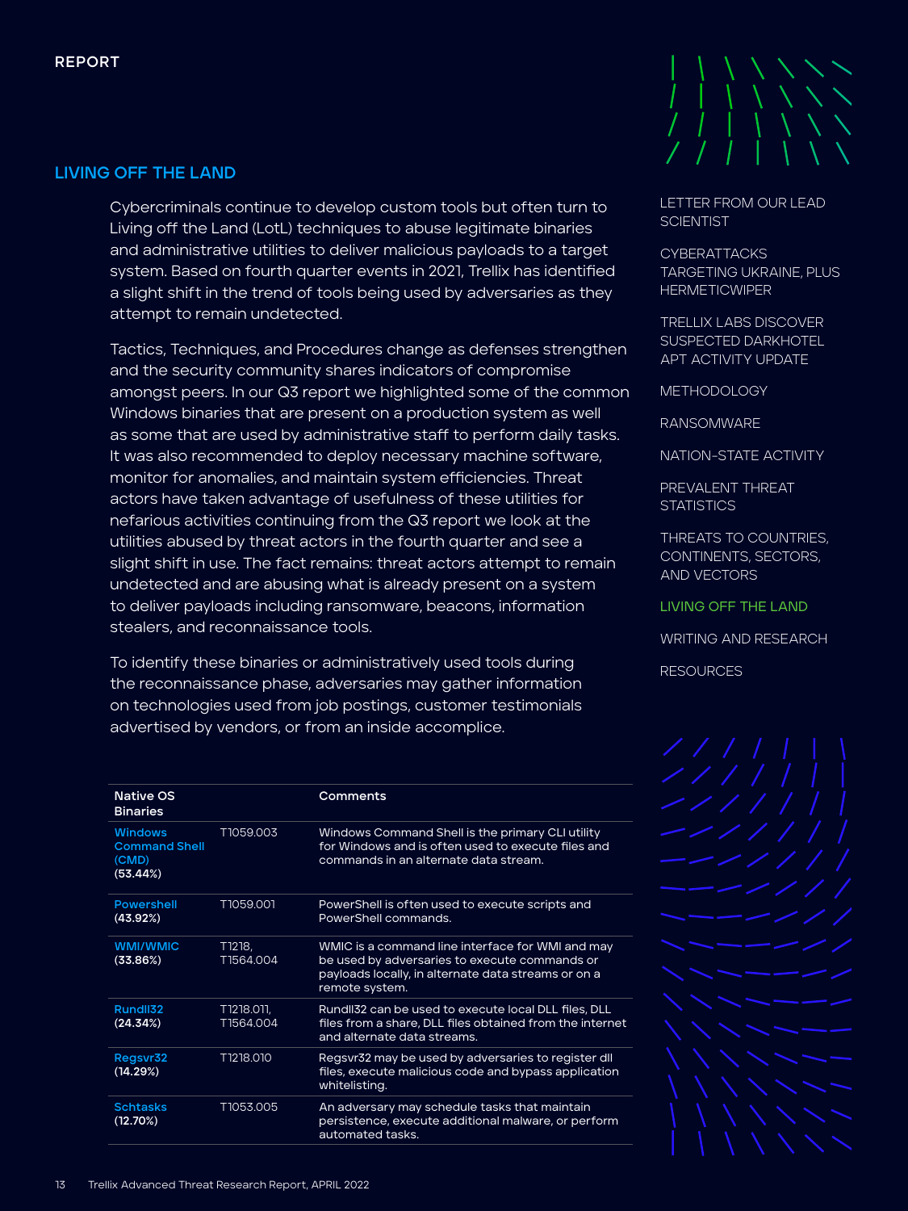## LIVING OFF THE LAND

Cybercriminals continue to develop custom tools but often turn to Living off the Land (LotL) techniques to abuse legitimate binaries and administrative utilities to deliver malicious payloads to a target system. Based on fourth quarter events in 2021, Trellix has identified a slight shift in the trend of tools being used by adversaries as they attempt to remain undetected.

Tactics, Techniques, and Procedures change as defenses strengthen and the security community shares indicators of compromise amongst peers. In our Q3 report we highlighted some of the common Windows binaries that are present on a production system as well as some that are used by administrative staff to perform daily tasks. It was also recommended to deploy necessary machine software, monitor for anomalies, and maintain system efficiencies. Threat actors have taken advantage of usefulness of these utilities for nefarious activities continuing from the Q3 report we look at the utilities abused by threat actors in the fourth quarter and see a slight shift in use. The fact remains: threat actors attempt to remain undetected and are abusing what is already present on a system to deliver payloads including ransomware, beacons, information stealers, and reconnaissance tools.

To identify these binaries or administratively used tools during the reconnaissance phase, adversaries may gather information on technologies used from job postings, customer testimonials advertised by vendors, or from an inside accomplice.

| Native OS Binaries | | Comments |
|---|---|---|
| **Windows Command Shell (CMD) (53.44%)** | T1059.003 | Windows Command Shell is the primary CLI utility for Windows and is often used to execute files and commands in an alternate data stream. |
| **Powershell (43.92%)** | T1059.001 | PowerShell is often used to execute scripts and PowerShell commands. |
| **WMI/WMIC (33.86%)** | T1218, T1564.004 | WMIC is a command line interface for WMI and may be used by adversaries to execute commands or payloads locally, in alternate data streams or on a remote system. |
| **Rundll32 (24.34%)** | T1218.011, T1564.004 | Rundll32 can be used to execute local DLL files, DLL files from a share, DLL files obtained from the internet and alternate data streams. |
| **Regsvr32 (14.29%)** | T1218.010 | Regsvr32 may be used by adversaries to register dll files, execute malicious code and bypass application whitelisting. |
| **Schtasks (12.70%)** | T1053.005 | An adversary may schedule tasks that maintain persistence, execute additional malware, or perform automated tasks. |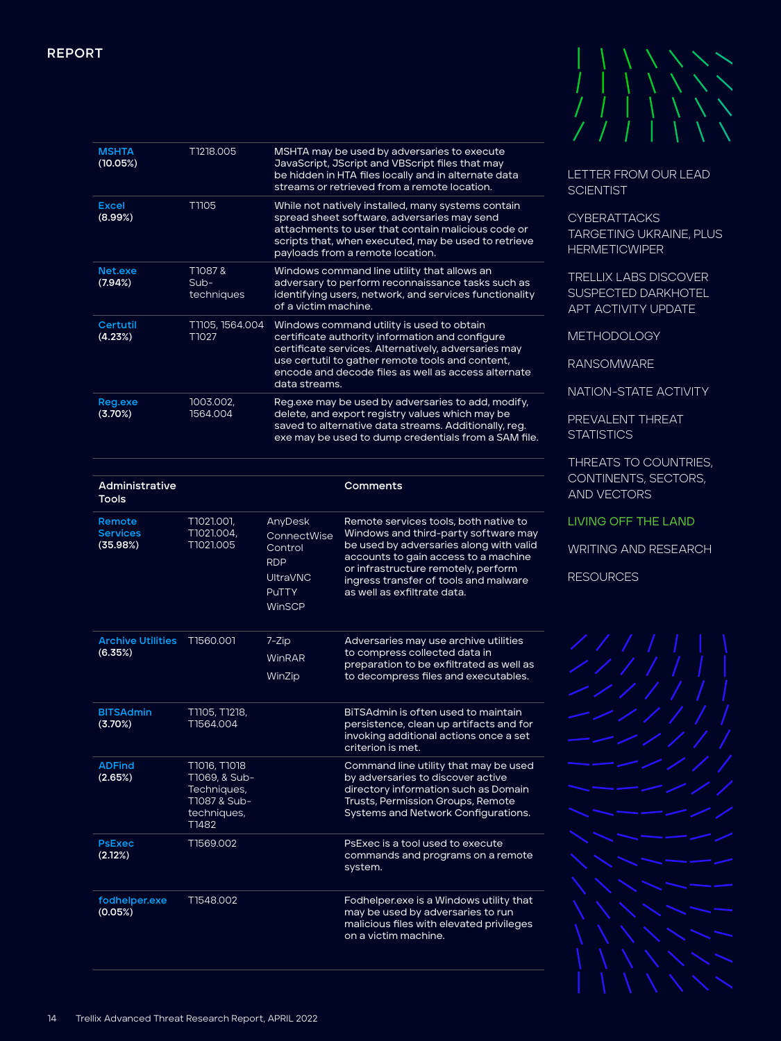| | | |
|---|---|---|
| **MSHTA (10.05%)** | T1218.005 | MSHTA may be used by adversaries to execute JavaScript, JScript and VBScript files that may be hidden in HTA files locally and in alternate data streams or retrieved from a remote location. |
| **Excel (8.99%)** | T1105 | While not natively installed, many systems contain spread sheet software, adversaries may send attachments to user that contain malicious code or scripts that, when executed, may be used to retrieve payloads from a remote location. |
| **Net.exe (7.94%)** | T1087 & Sub-techniques | Windows command line utility that allows an adversary to perform reconnaissance tasks such as identifying users, network, and services functionality of a victim machine. |
| **Certutil (4.23%)** | T1105, 1564.004 T1027 | Windows command utility is used to obtain certificate authority information and configure certificate services. Alternatively, adversaries may use certutil to gather remote tools and content, encode and decode files as well as access alternate data streams. |
| **Reg.exe (3.70%)** | 1003.002, 1564.004 | Reg.exe may be used by adversaries to add, modify, delete, and export registry values which may be saved to alternative data streams. Additionally, reg.exe may be used to dump credentials from a SAM file. |

| Administrative Tools | | | Comments |
|---|---|---|---|
| **Remote Services (35.98%)** | T1021.001, T1021.004, T1021.005 | AnyDesk<br>ConnectWise Control<br>RDP<br>UltraVNC<br>PuTTY<br>WinSCP | Remote services tools, both native to Windows and third-party software may be used by adversaries along with valid accounts to gain access to a machine or infrastructure remotely, perform ingress transfer of tools and malware as well as exfiltrate data. |
| **Archive Utilities (6.35%)** | T1560.001 | 7-Zip<br>WinRAR<br>WinZip | Adversaries may use archive utilities to compress collected data in preparation to be exfiltrated as well as to decompress files and executables. |
| **BITSAdmin (3.70%)** | T1105, T1218, T1564.004 | | BITSAdmin is often used to maintain persistence, clean up artifacts and for invoking additional actions once a set criterion is met. |
| **ADFind (2.65%)** | T1016, T1018 T1069, & Sub-Techniques, T1087 & Sub-techniques, T1482 | | Command line utility that may be used by adversaries to discover active directory information such as Domain Trusts, Permission Groups, Remote Systems and Network Configurations. |
| **PsExec (2.12%)** | T1569.002 | | PsExec is a tool used to execute commands and programs on a remote system. |
| **fodhelper.exe (0.05%)** | T1548.002 | | Fodhelper.exe is a Windows utility that may be used by adversaries to run malicious files with elevated privileges on a victim machine. |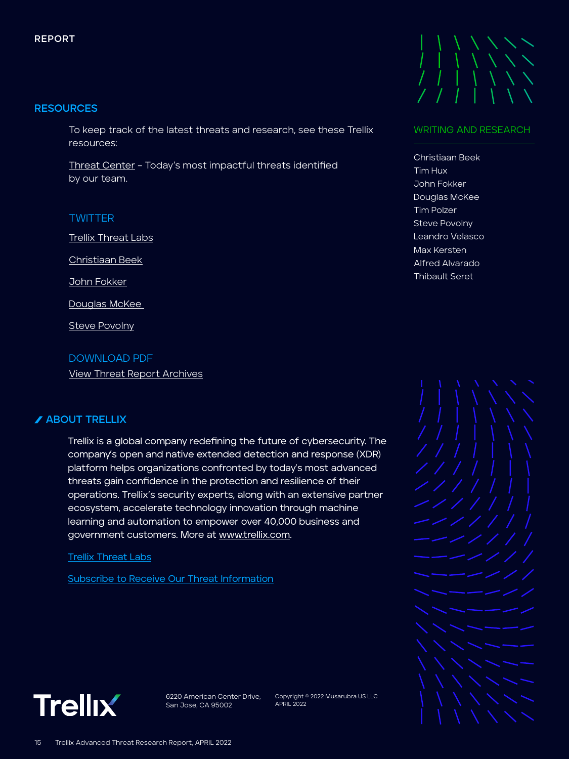REPORT

## RESOURCES

To keep track of the latest threats and research, see these Trellix resources:

Threat Center – Today's most impactful threats identified by our team.

### TWITTER

Trellix Threat Labs

Christiaan Beek

John Fokker

Douglas McKee

Steve Povolny

### DOWNLOAD PDF

View Threat Report Archives

## ABOUT TRELLIX

Trellix is a global company redefining the future of cybersecurity. The company's open and native extended detection and response (XDR) platform helps organizations confronted by today's most advanced threats gain confidence in the protection and resilience of their operations. Trellix's security experts, along with an extensive partner ecosystem, accelerate technology innovation through machine learning and automation to empower over 40,000 business and government customers. More at www.trellix.com.

Trellix Threat Labs

Subscribe to Receive Our Threat Information

### WRITING AND RESEARCH

Christiaan Beek
Tim Hux
John Fokker
Douglas McKee
Tim Polzer
Steve Povolny
Leandro Velasco
Max Kersten
Alfred Alvarado
Thibault Seret

Trellix

6220 American Center Drive,
San Jose, CA 95002

Copyright © 2022 Musarubra US LLC
APRIL 2022